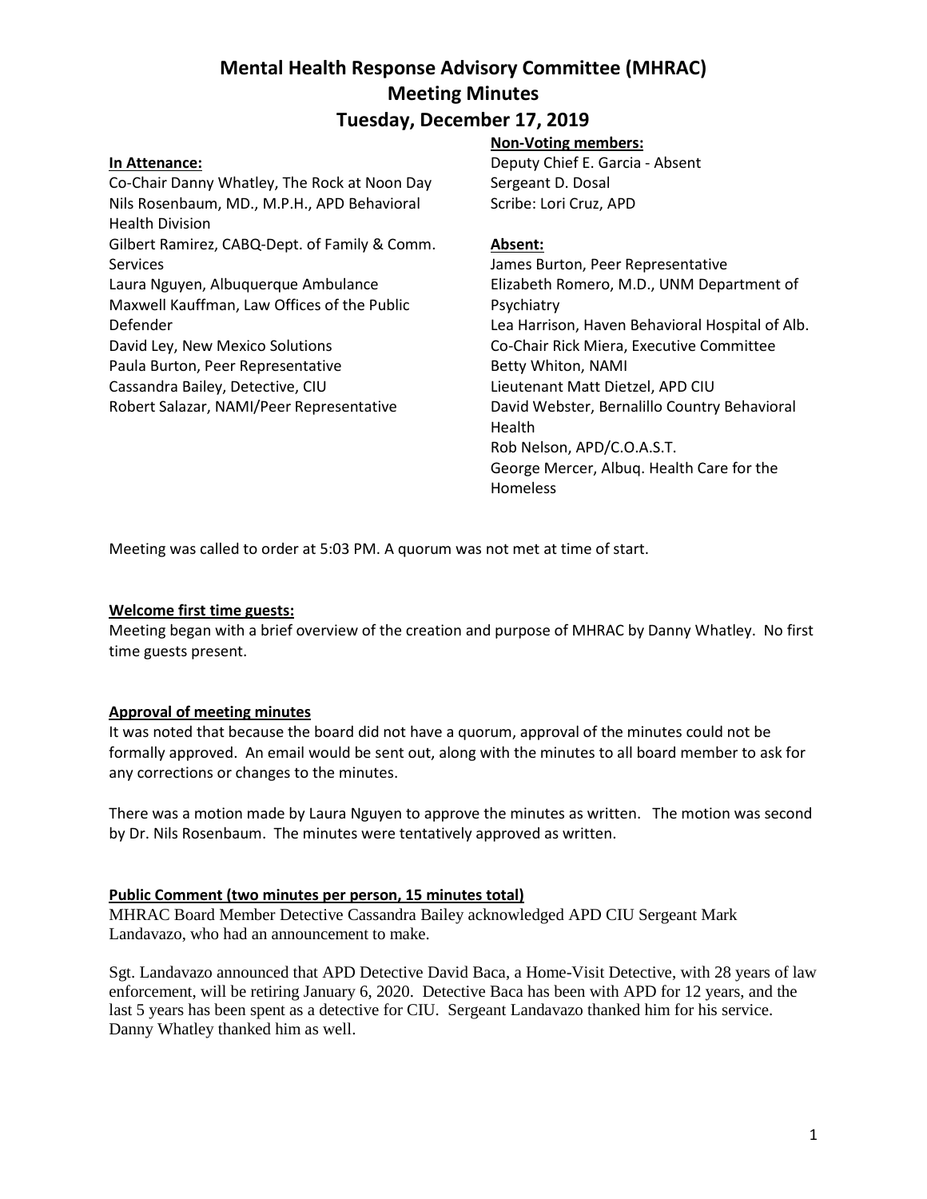# Mental Health Response Advisory Committee (MHRAC)
# Meeting Minutes
# Tuesday, December 17, 2019

**In Attenance:**

Co-Chair Danny Whatley, The Rock at Noon Day
Nils Rosenbaum, MD., M.P.H., APD Behavioral Health Division
Gilbert Ramirez, CABQ-Dept. of Family & Comm. Services
Laura Nguyen, Albuquerque Ambulance
Maxwell Kauffman, Law Offices of the Public Defender
David Ley, New Mexico Solutions
Paula Burton, Peer Representative
Cassandra Bailey, Detective, CIU
Robert Salazar, NAMI/Peer Representative

**Non-Voting members:**

Deputy Chief E. Garcia - Absent
Sergeant D. Dosal
Scribe: Lori Cruz, APD

**Absent:**

James Burton, Peer Representative
Elizabeth Romero, M.D., UNM Department of Psychiatry
Lea Harrison, Haven Behavioral Hospital of Alb.
Co-Chair Rick Miera, Executive Committee
Betty Whiton, NAMI
Lieutenant Matt Dietzel, APD CIU
David Webster, Bernalillo Country Behavioral Health
Rob Nelson, APD/C.O.A.S.T.
George Mercer, Albuq. Health Care for the Homeless

Meeting was called to order at 5:03 PM. A quorum was not met at time of start.

**Welcome first time guests:**

Meeting began with a brief overview of the creation and purpose of MHRAC by Danny Whatley. No first time guests present.

**Approval of meeting minutes**

It was noted that because the board did not have a quorum, approval of the minutes could not be formally approved. An email would be sent out, along with the minutes to all board member to ask for any corrections or changes to the minutes.

There was a motion made by Laura Nguyen to approve the minutes as written. The motion was second by Dr. Nils Rosenbaum. The minutes were tentatively approved as written.

**Public Comment (two minutes per person, 15 minutes total)**

MHRAC Board Member Detective Cassandra Bailey acknowledged APD CIU Sergeant Mark Landavazo, who had an announcement to make.

Sgt. Landavazo announced that APD Detective David Baca, a Home-Visit Detective, with 28 years of law enforcement, will be retiring January 6, 2020. Detective Baca has been with APD for 12 years, and the last 5 years has been spent as a detective for CIU. Sergeant Landavazo thanked him for his service. Danny Whatley thanked him as well.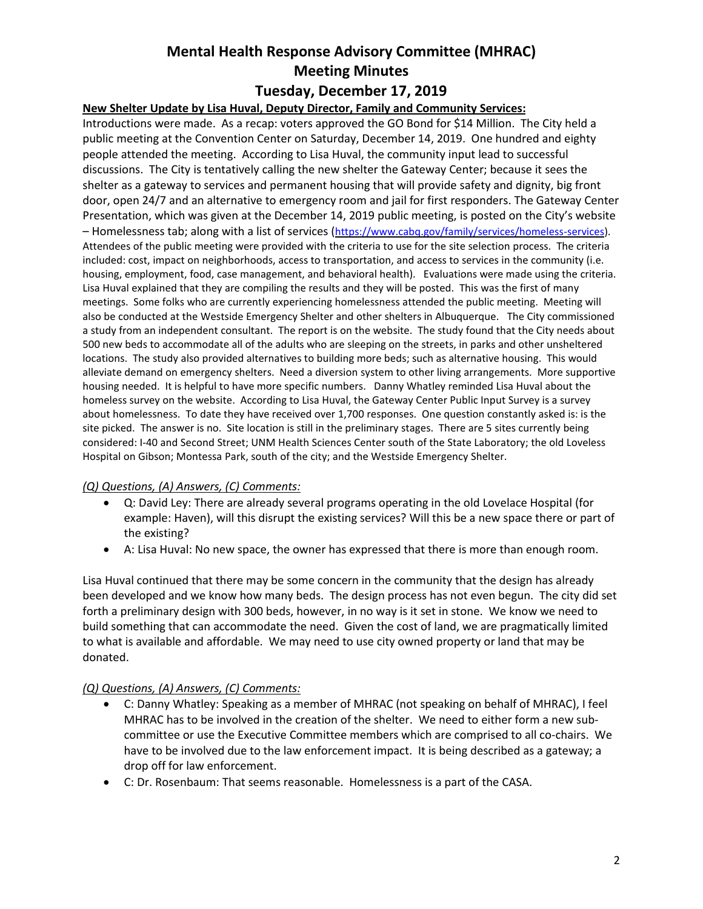# Mental Health Response Advisory Committee (MHRAC)
# Meeting Minutes
## Tuesday, December 17, 2019

**New Shelter Update by Lisa Huval, Deputy Director, Family and Community Services:**

Introductions were made. As a recap: voters approved the GO Bond for $14 Million. The City held a public meeting at the Convention Center on Saturday, December 14, 2019. One hundred and eighty people attended the meeting. According to Lisa Huval, the community input lead to successful discussions. The City is tentatively calling the new shelter the Gateway Center; because it sees the shelter as a gateway to services and permanent housing that will provide safety and dignity, big front door, open 24/7 and an alternative to emergency room and jail for first responders. The Gateway Center Presentation, which was given at the December 14, 2019 public meeting, is posted on the City's website – Homelessness tab; along with a list of services (https://www.cabq.gov/family/services/homeless-services). Attendees of the public meeting were provided with the criteria to use for the site selection process. The criteria included: cost, impact on neighborhoods, access to transportation, and access to services in the community (i.e. housing, employment, food, case management, and behavioral health). Evaluations were made using the criteria. Lisa Huval explained that they are compiling the results and they will be posted. This was the first of many meetings. Some folks who are currently experiencing homelessness attended the public meeting. Meeting will also be conducted at the Westside Emergency Shelter and other shelters in Albuquerque. The City commissioned a study from an independent consultant. The report is on the website. The study found that the City needs about 500 new beds to accommodate all of the adults who are sleeping on the streets, in parks and other unsheltered locations. The study also provided alternatives to building more beds; such as alternative housing. This would alleviate demand on emergency shelters. Need a diversion system to other living arrangements. More supportive housing needed. It is helpful to have more specific numbers. Danny Whatley reminded Lisa Huval about the homeless survey on the website. According to Lisa Huval, the Gateway Center Public Input Survey is a survey about homelessness. To date they have received over 1,700 responses. One question constantly asked is: is the site picked. The answer is no. Site location is still in the preliminary stages. There are 5 sites currently being considered: I-40 and Second Street; UNM Health Sciences Center south of the State Laboratory; the old Loveless Hospital on Gibson; Montessa Park, south of the city; and the Westside Emergency Shelter.

*(Q) Questions, (A) Answers, (C) Comments:*

- Q: David Ley: There are already several programs operating in the old Lovelace Hospital (for example: Haven), will this disrupt the existing services? Will this be a new space there or part of the existing?
- A: Lisa Huval: No new space, the owner has expressed that there is more than enough room.

Lisa Huval continued that there may be some concern in the community that the design has already been developed and we know how many beds. The design process has not even begun. The city did set forth a preliminary design with 300 beds, however, in no way is it set in stone. We know we need to build something that can accommodate the need. Given the cost of land, we are pragmatically limited to what is available and affordable. We may need to use city owned property or land that may be donated.

*(Q) Questions, (A) Answers, (C) Comments:*

- C: Danny Whatley: Speaking as a member of MHRAC (not speaking on behalf of MHRAC), I feel MHRAC has to be involved in the creation of the shelter. We need to either form a new sub-committee or use the Executive Committee members which are comprised to all co-chairs. We have to be involved due to the law enforcement impact. It is being described as a gateway; a drop off for law enforcement.
- C: Dr. Rosenbaum: That seems reasonable. Homelessness is a part of the CASA.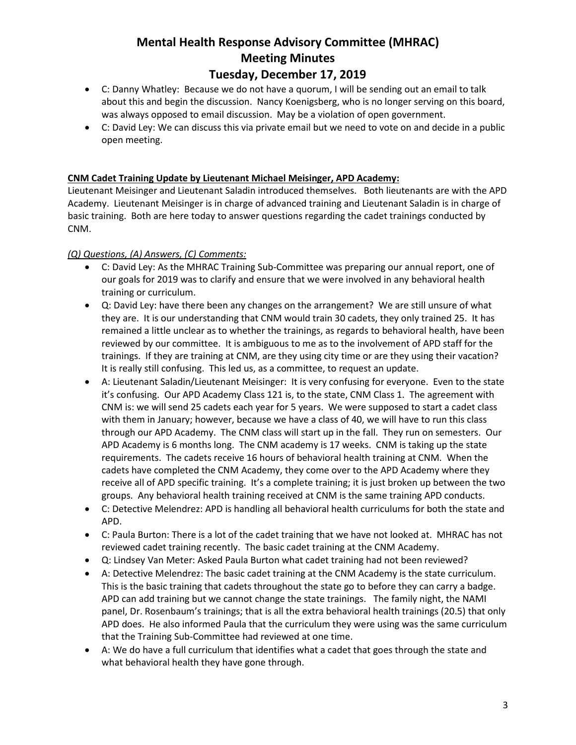- C: Danny Whatley: Because we do not have a quorum, I will be sending out an email to talk about this and begin the discussion. Nancy Koenigsberg, who is no longer serving on this board, was always opposed to email discussion. May be a violation of open government.
- C: David Ley: We can discuss this via private email but we need to vote on and decide in a public open meeting.

**CNM Cadet Training Update by Lieutenant Michael Meisinger, APD Academy:**

Lieutenant Meisinger and Lieutenant Saladin introduced themselves. Both lieutenants are with the APD Academy. Lieutenant Meisinger is in charge of advanced training and Lieutenant Saladin is in charge of basic training. Both are here today to answer questions regarding the cadet trainings conducted by CNM.

*(Q) Questions, (A) Answers, (C) Comments:*

- C: David Ley: As the MHRAC Training Sub-Committee was preparing our annual report, one of our goals for 2019 was to clarify and ensure that we were involved in any behavioral health training or curriculum.
- Q: David Ley: have there been any changes on the arrangement? We are still unsure of what they are. It is our understanding that CNM would train 30 cadets, they only trained 25. It has remained a little unclear as to whether the trainings, as regards to behavioral health, have been reviewed by our committee. It is ambiguous to me as to the involvement of APD staff for the trainings. If they are training at CNM, are they using city time or are they using their vacation? It is really still confusing. This led us, as a committee, to request an update.
- A: Lieutenant Saladin/Lieutenant Meisinger: It is very confusing for everyone. Even to the state it's confusing. Our APD Academy Class 121 is, to the state, CNM Class 1. The agreement with CNM is: we will send 25 cadets each year for 5 years. We were supposed to start a cadet class with them in January; however, because we have a class of 40, we will have to run this class through our APD Academy. The CNM class will start up in the fall. They run on semesters. Our APD Academy is 6 months long. The CNM academy is 17 weeks. CNM is taking up the state requirements. The cadets receive 16 hours of behavioral health training at CNM. When the cadets have completed the CNM Academy, they come over to the APD Academy where they receive all of APD specific training. It's a complete training; it is just broken up between the two groups. Any behavioral health training received at CNM is the same training APD conducts.
- C: Detective Melendrez: APD is handling all behavioral health curriculums for both the state and APD.
- C: Paula Burton: There is a lot of the cadet training that we have not looked at. MHRAC has not reviewed cadet training recently. The basic cadet training at the CNM Academy.
- Q: Lindsey Van Meter: Asked Paula Burton what cadet training had not been reviewed?
- A: Detective Melendrez: The basic cadet training at the CNM Academy is the state curriculum. This is the basic training that cadets throughout the state go to before they can carry a badge. APD can add training but we cannot change the state trainings. The family night, the NAMI panel, Dr. Rosenbaum's trainings; that is all the extra behavioral health trainings (20.5) that only APD does. He also informed Paula that the curriculum they were using was the same curriculum that the Training Sub-Committee had reviewed at one time.
- A: We do have a full curriculum that identifies what a cadet that goes through the state and what behavioral health they have gone through.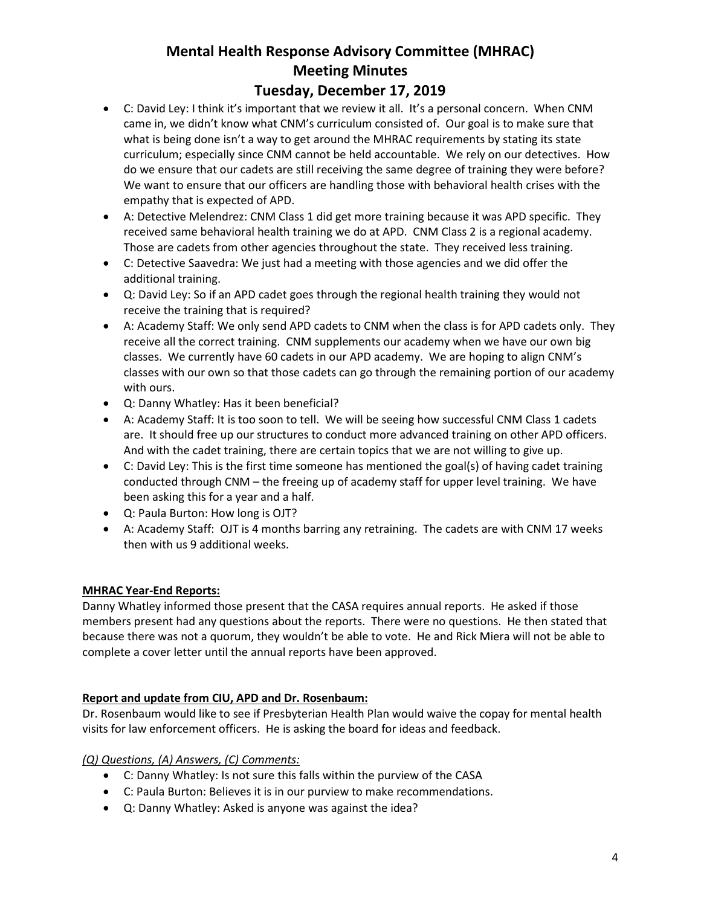- C: David Ley: I think it's important that we review it all. It's a personal concern. When CNM came in, we didn't know what CNM's curriculum consisted of. Our goal is to make sure that what is being done isn't a way to get around the MHRAC requirements by stating its state curriculum; especially since CNM cannot be held accountable. We rely on our detectives. How do we ensure that our cadets are still receiving the same degree of training they were before? We want to ensure that our officers are handling those with behavioral health crises with the empathy that is expected of APD.
- A: Detective Melendrez: CNM Class 1 did get more training because it was APD specific. They received same behavioral health training we do at APD. CNM Class 2 is a regional academy. Those are cadets from other agencies throughout the state. They received less training.
- C: Detective Saavedra: We just had a meeting with those agencies and we did offer the additional training.
- Q: David Ley: So if an APD cadet goes through the regional health training they would not receive the training that is required?
- A: Academy Staff: We only send APD cadets to CNM when the class is for APD cadets only. They receive all the correct training. CNM supplements our academy when we have our own big classes. We currently have 60 cadets in our APD academy. We are hoping to align CNM's classes with our own so that those cadets can go through the remaining portion of our academy with ours.
- Q: Danny Whatley: Has it been beneficial?
- A: Academy Staff: It is too soon to tell. We will be seeing how successful CNM Class 1 cadets are. It should free up our structures to conduct more advanced training on other APD officers. And with the cadet training, there are certain topics that we are not willing to give up.
- C: David Ley: This is the first time someone has mentioned the goal(s) of having cadet training conducted through CNM – the freeing up of academy staff for upper level training. We have been asking this for a year and a half.
- Q: Paula Burton: How long is OJT?
- A: Academy Staff: OJT is 4 months barring any retraining. The cadets are with CNM 17 weeks then with us 9 additional weeks.

**MHRAC Year-End Reports:**

Danny Whatley informed those present that the CASA requires annual reports. He asked if those members present had any questions about the reports. There were no questions. He then stated that because there was not a quorum, they wouldn't be able to vote. He and Rick Miera will not be able to complete a cover letter until the annual reports have been approved.

**Report and update from CIU, APD and Dr. Rosenbaum:**

Dr. Rosenbaum would like to see if Presbyterian Health Plan would waive the copay for mental health visits for law enforcement officers. He is asking the board for ideas and feedback.

*(Q) Questions, (A) Answers, (C) Comments:*

- C: Danny Whatley: Is not sure this falls within the purview of the CASA
- C: Paula Burton: Believes it is in our purview to make recommendations.
- Q: Danny Whatley: Asked is anyone was against the idea?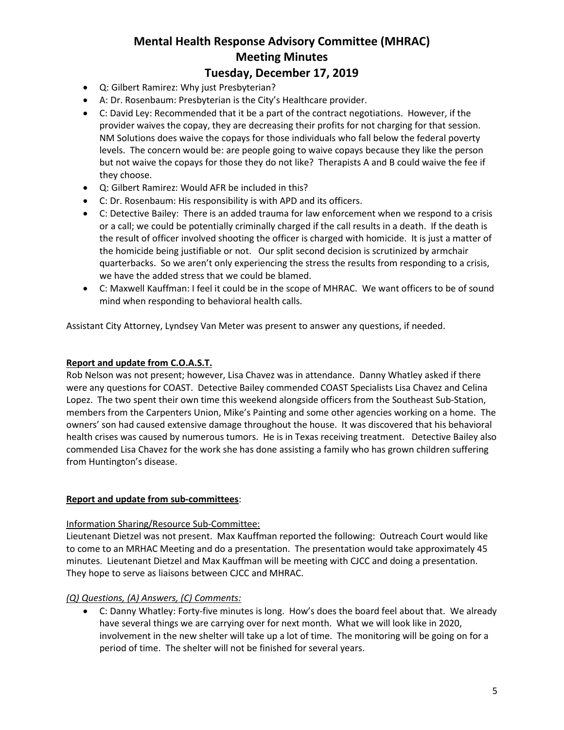- Q: Gilbert Ramirez: Why just Presbyterian?
- A: Dr. Rosenbaum: Presbyterian is the City's Healthcare provider.
- C: David Ley: Recommended that it be a part of the contract negotiations. However, if the provider waives the copay, they are decreasing their profits for not charging for that session. NM Solutions does waive the copays for those individuals who fall below the federal poverty levels. The concern would be: are people going to waive copays because they like the person but not waive the copays for those they do not like? Therapists A and B could waive the fee if they choose.
- Q: Gilbert Ramirez: Would AFR be included in this?
- C: Dr. Rosenbaum: His responsibility is with APD and its officers.
- C: Detective Bailey: There is an added trauma for law enforcement when we respond to a crisis or a call; we could be potentially criminally charged if the call results in a death. If the death is the result of officer involved shooting the officer is charged with homicide. It is just a matter of the homicide being justifiable or not. Our split second decision is scrutinized by armchair quarterbacks. So we aren't only experiencing the stress the results from responding to a crisis, we have the added stress that we could be blamed.
- C: Maxwell Kauffman: I feel it could be in the scope of MHRAC. We want officers to be of sound mind when responding to behavioral health calls.

Assistant City Attorney, Lyndsey Van Meter was present to answer any questions, if needed.

**Report and update from C.O.A.S.T.**

Rob Nelson was not present; however, Lisa Chavez was in attendance. Danny Whatley asked if there were any questions for COAST. Detective Bailey commended COAST Specialists Lisa Chavez and Celina Lopez. The two spent their own time this weekend alongside officers from the Southeast Sub-Station, members from the Carpenters Union, Mike's Painting and some other agencies working on a home. The owners' son had caused extensive damage throughout the house. It was discovered that his behavioral health crises was caused by numerous tumors. He is in Texas receiving treatment. Detective Bailey also commended Lisa Chavez for the work she has done assisting a family who has grown children suffering from Huntington's disease.

**Report and update from sub-committees**:

Information Sharing/Resource Sub-Committee:

Lieutenant Dietzel was not present. Max Kauffman reported the following: Outreach Court would like to come to an MRHAC Meeting and do a presentation. The presentation would take approximately 45 minutes. Lieutenant Dietzel and Max Kauffman will be meeting with CJCC and doing a presentation. They hope to serve as liaisons between CJCC and MHRAC.

*(Q) Questions, (A) Answers, (C) Comments:*

- C: Danny Whatley: Forty-five minutes is long. How's does the board feel about that. We already have several things we are carrying over for next month. What we will look like in 2020, involvement in the new shelter will take up a lot of time. The monitoring will be going on for a period of time. The shelter will not be finished for several years.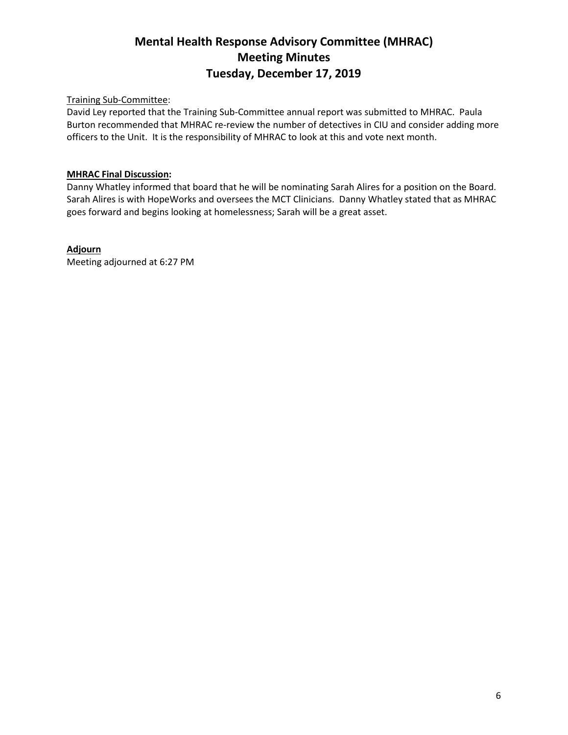# Mental Health Response Advisory Committee (MHRAC)
# Meeting Minutes
# Tuesday, December 17, 2019

Training Sub-Committee:

David Ley reported that the Training Sub-Committee annual report was submitted to MHRAC. Paula Burton recommended that MHRAC re-review the number of detectives in CIU and consider adding more officers to the Unit. It is the responsibility of MHRAC to look at this and vote next month.

**MHRAC Final Discussion:**

Danny Whatley informed that board that he will be nominating Sarah Alires for a position on the Board. Sarah Alires is with HopeWorks and oversees the MCT Clinicians. Danny Whatley stated that as MHRAC goes forward and begins looking at homelessness; Sarah will be a great asset.

**Adjourn**

Meeting adjourned at 6:27 PM